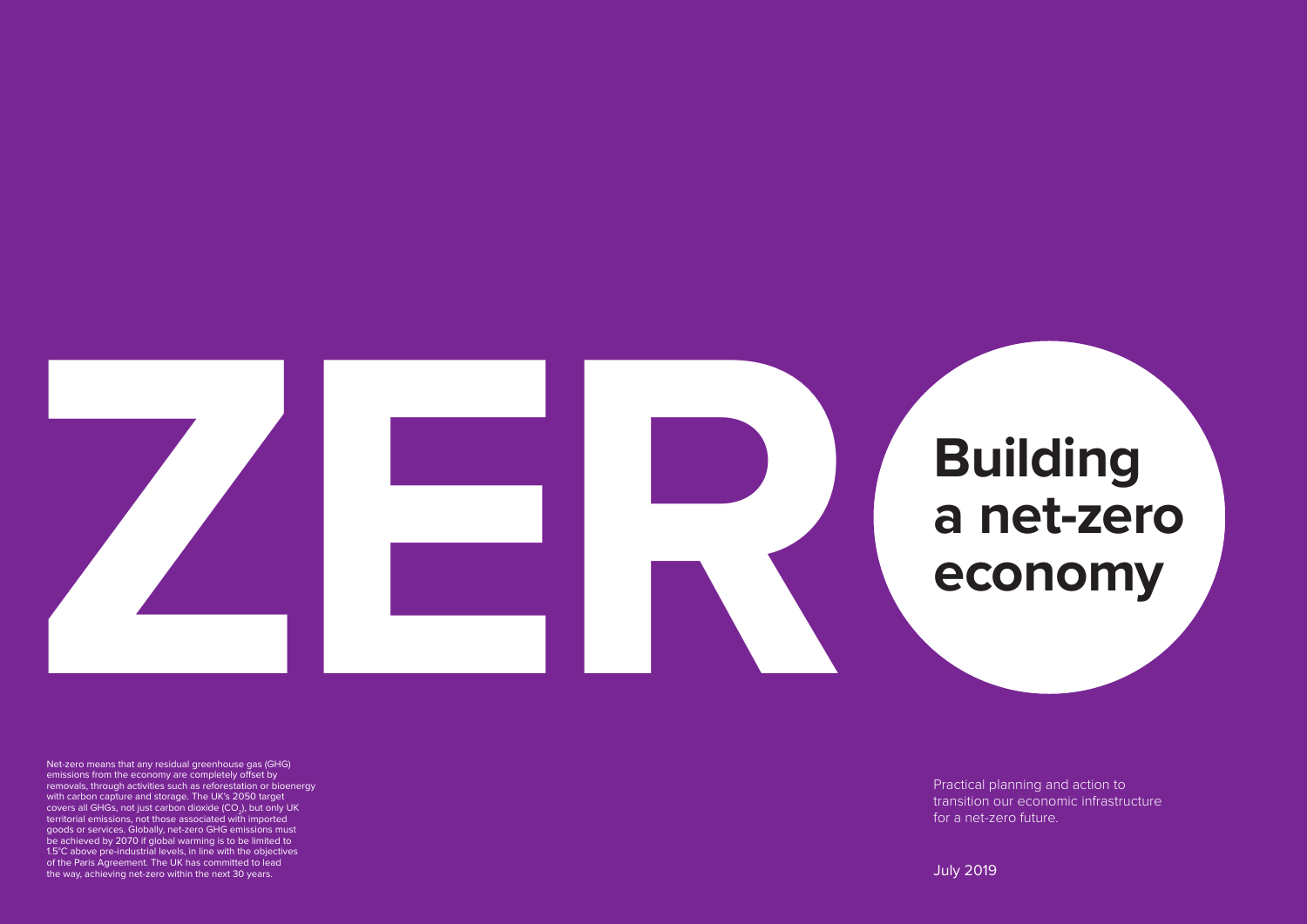# ZERO

# Building a net-zero economy

Practical planning and action to transition our economic infrastructure for a net-zero future.

July 2019

Net-zero means that any residual greenhouse gas (GHG) emissions from the economy are completely offset by removals, through activities such as reforestation or bioenergy with carbon capture and storage. The UK's 2050 target covers all GHGs, not just carbon dioxide ($CO_2$), but only UK territorial emissions, not those associated with imported goods or services. Globally, net-zero GHG emissions must be achieved by 2070 if global warming is to be limited to 1.5°C above pre-industrial levels, in line with the objectives of the Paris Agreement. The UK has committed to lead the way, achieving net-zero within the next 30 years.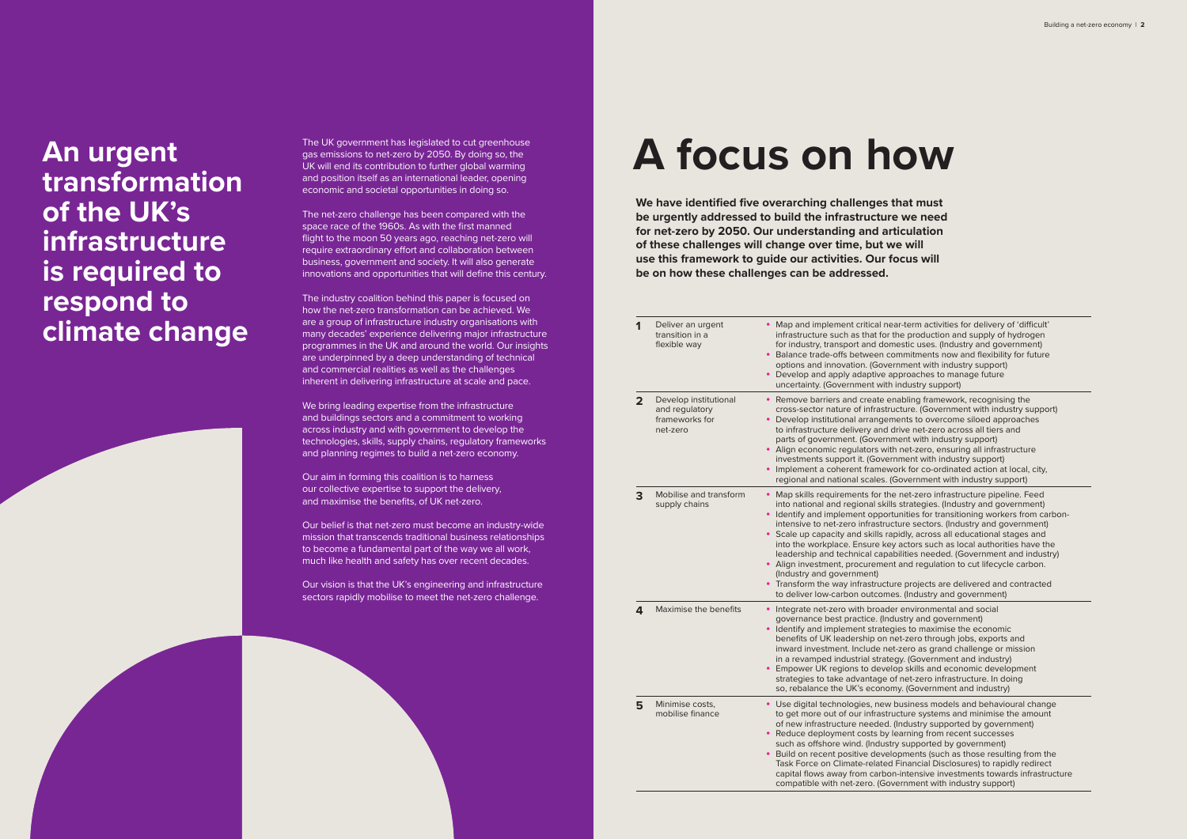# An urgent transformation of the UK's infrastructure is required to respond to climate change

The UK government has legislated to cut greenhouse gas emissions to net-zero by 2050. By doing so, the UK will end its contribution to further global warming and position itself as an international leader, opening economic and societal opportunities in doing so.

The net-zero challenge has been compared with the space race of the 1960s. As with the first manned flight to the moon 50 years ago, reaching net-zero will require extraordinary effort and collaboration between business, government and society. It will also generate innovations and opportunities that will define this century.

The industry coalition behind this paper is focused on how the net-zero transformation can be achieved. We are a group of infrastructure industry organisations with many decades' experience delivering major infrastructure programmes in the UK and around the world. Our insights are underpinned by a deep understanding of technical and commercial realities as well as the challenges inherent in delivering infrastructure at scale and pace.

We bring leading expertise from the infrastructure and buildings sectors and a commitment to working across industry and with government to develop the technologies, skills, supply chains, regulatory frameworks and planning regimes to build a net-zero economy.

Our aim in forming this coalition is to harness our collective expertise to support the delivery, and maximise the benefits, of UK net-zero.

Our belief is that net-zero must become an industry-wide mission that transcends traditional business relationships to become a fundamental part of the way we all work, much like health and safety has over recent decades.

Our vision is that the UK's engineering and infrastructure sectors rapidly mobilise to meet the net-zero challenge.

# A focus on how

**We have identified five overarching challenges that must be urgently addressed to build the infrastructure we need for net-zero by 2050. Our understanding and articulation of these challenges will change over time, but we will use this framework to guide our activities. Our focus will be on how these challenges can be addressed.**

| | | |
|---|---|---|
| **1** | Deliver an urgent transition in a flexible way | • Map and implement critical near-term activities for delivery of 'difficult' infrastructure such as that for the production and supply of hydrogen for industry, transport and domestic uses. (Industry and government)<br>• Balance trade-offs between commitments now and flexibility for future options and innovation. (Government with industry support)<br>• Develop and apply adaptive approaches to manage future uncertainty. (Government with industry support) |
| **2** | Develop institutional and regulatory frameworks for net-zero | • Remove barriers and create enabling framework, recognising the cross-sector nature of infrastructure. (Government with industry support)<br>• Develop institutional arrangements to overcome siloed approaches to infrastructure delivery and drive net-zero across all tiers and parts of government. (Government with industry support)<br>• Align economic regulators with net-zero, ensuring all infrastructure investments support it. (Government with industry support)<br>• Implement a coherent framework for co-ordinated action at local, city, regional and national scales. (Government with industry support) |
| **3** | Mobilise and transform supply chains | • Map skills requirements for the net-zero infrastructure pipeline. Feed into national and regional skills strategies. (Industry and government)<br>• Identify and implement opportunities for transitioning workers from carbon-intensive to net-zero infrastructure sectors. (Industry and government)<br>• Scale up capacity and skills rapidly, across all educational stages and into the workplace. Ensure key actors such as local authorities have the leadership and technical capabilities needed. (Government and industry)<br>• Align investment, procurement and regulation to cut lifecycle carbon. (Industry and government)<br>• Transform the way infrastructure projects are delivered and contracted to deliver low-carbon outcomes. (Industry and government) |
| **4** | Maximise the benefits | • Integrate net-zero with broader environmental and social governance best practice. (Industry and government)<br>• Identify and implement strategies to maximise the economic benefits of UK leadership on net-zero through jobs, exports and inward investment. Include net-zero as grand challenge or mission in a revamped industrial strategy. (Government and industry)<br>• Empower UK regions to develop skills and economic development strategies to take advantage of net-zero infrastructure. In doing so, rebalance the UK's economy. (Government and industry) |
| **5** | Minimise costs, mobilise finance | • Use digital technologies, new business models and behavioural change to get more out of our infrastructure systems and minimise the amount of new infrastructure needed. (Industry supported by government)<br>• Reduce deployment costs by learning from recent successes such as offshore wind. (Industry supported by government)<br>• Build on recent positive developments (such as those resulting from the Task Force on Climate-related Financial Disclosures) to rapidly redirect capital flows away from carbon-intensive investments towards infrastructure compatible with net-zero. (Government with industry support) |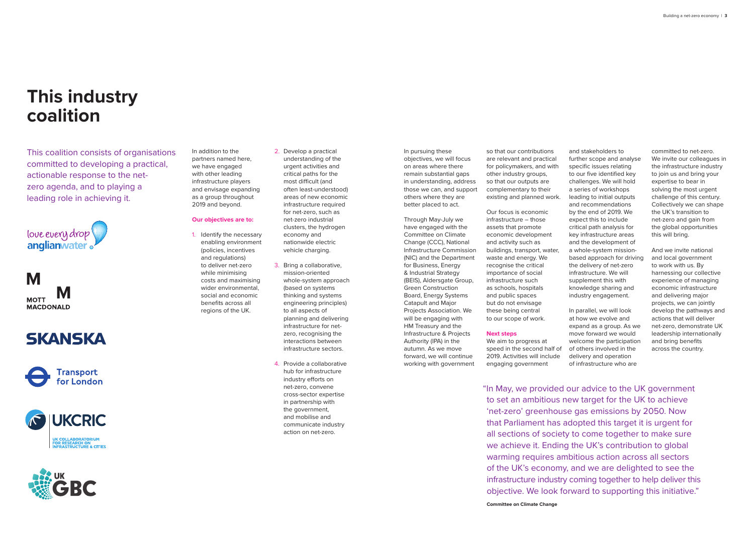# This industry coalition

This coalition consists of organisations committed to developing a practical, actionable response to the net-zero agenda, and to playing a leading role in achieving it.

In addition to the partners named here, we have engaged with other leading infrastructure players and envisage expanding as a group throughout 2019 and beyond.

**Our objectives are to:**

1. Identify the necessary enabling environment (policies, incentives and regulations) to deliver net-zero while minimising costs and maximising wider environmental, social and economic benefits across all regions of the UK.
2. Develop a practical understanding of the urgent activities and critical paths for the most difficult (and often least-understood) areas of new economic infrastructure required for net-zero, such as net-zero industrial clusters, the hydrogen economy and nationwide electric vehicle charging.
3. Bring a collaborative, mission-oriented whole-system approach (based on systems thinking and systems engineering principles) to all aspects of planning and delivering infrastructure for net-zero, recognising the interactions between infrastructure sectors.
4. Provide a collaborative hub for infrastructure industry efforts on net-zero, convene cross-sector expertise in partnership with the government, and mobilise and communicate industry action on net-zero.

In pursuing these objectives, we will focus on areas where there remain substantial gaps in understanding, address those we can, and support others where they are better placed to act.

Through May-July we have engaged with the Committee on Climate Change (CCC), National Infrastructure Commission (NIC) and the Department for Business, Energy & Industrial Strategy (BEIS), Aldersgate Group, Green Construction Board, Energy Systems Catapult and Major Projects Association. We will be engaging with HM Treasury and the Infrastructure & Projects Authority (IPA) in the autumn. As we move forward, we will continue working with government so that our contributions are relevant and practical for policymakers, and with other industry groups, so that our outputs are complementary to their existing and planned work.

Our focus is economic infrastructure – those assets that promote economic development and activity such as buildings, transport, water, waste and energy. We recognise the critical importance of social infrastructure such as schools, hospitals and public spaces but do not envisage these being central to our scope of work.

**Next steps**

We aim to progress at speed in the second half of 2019. Activities will include engaging government and stakeholders to further scope and analyse specific issues relating to our five identified key challenges. We will hold a series of workshops leading to initial outputs and recommendations by the end of 2019. We expect this to include critical path analysis for key infrastructure areas and the development of a whole-system mission-based approach for driving the delivery of net-zero infrastructure. We will supplement this with knowledge sharing and industry engagement.

In parallel, we will look at how we evolve and expand as a group. As we move forward we would welcome the participation of others involved in the delivery and operation of infrastructure who are committed to net-zero. We invite our colleagues in the infrastructure industry to join us and bring your expertise to bear in solving the most urgent challenge of this century. Collectively we can shape the UK's transition to net-zero and gain from the global opportunities this will bring.

And we invite national and local government to work with us. By harnessing our collective experience of managing economic infrastructure and delivering major projects, we can jointly develop the pathways and actions that will deliver net-zero, demonstrate UK leadership internationally and bring benefits across the country.

"In May, we provided our advice to the UK government to set an ambitious new target for the UK to achieve 'net-zero' greenhouse gas emissions by 2050. Now that Parliament has adopted this target it is urgent for all sections of society to come together to make sure we achieve it. Ending the UK's contribution to global warming requires ambitious action across all sectors of the UK's economy, and we are delighted to see the infrastructure industry coming together to help deliver this objective. We look forward to supporting this initiative."

**Committee on Climate Change**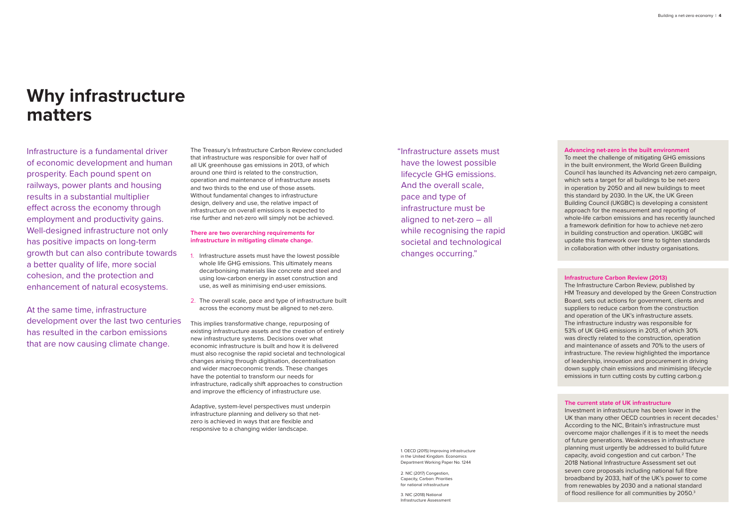# Why infrastructure matters

Infrastructure is a fundamental driver of economic development and human prosperity. Each pound spent on railways, power plants and housing results in a substantial multiplier effect across the economy through employment and productivity gains. Well-designed infrastructure not only has positive impacts on long-term growth but can also contribute towards a better quality of life, more social cohesion, and the protection and enhancement of natural ecosystems.

At the same time, infrastructure development over the last two centuries has resulted in the carbon emissions that are now causing climate change.

The Treasury's Infrastructure Carbon Review concluded that infrastructure was responsible for over half of all UK greenhouse gas emissions in 2013, of which around one third is related to the construction, operation and maintenance of infrastructure assets and two thirds to the end use of those assets. Without fundamental changes to infrastructure design, delivery and use, the relative impact of infrastructure on overall emissions is expected to rise further and net-zero will simply not be achieved.

**There are two overarching requirements for infrastructure in mitigating climate change.**

1. Infrastructure assets must have the lowest possible whole life GHG emissions. This ultimately means decarbonising materials like concrete and steel and using low-carbon energy in asset construction and use, as well as minimising end-user emissions.
2. The overall scale, pace and type of infrastructure built across the economy must be aligned to net-zero.

This implies transformative change, repurposing of existing infrastructure assets and the creation of entirely new infrastructure systems. Decisions over what economic infrastructure is built and how it is delivered must also recognise the rapid societal and technological changes arising through digitisation, decentralisation and wider macroeconomic trends. These changes have the potential to transform our needs for infrastructure, radically shift approaches to construction and improve the efficiency of infrastructure use.

Adaptive, system-level perspectives must underpin infrastructure planning and delivery so that net-zero is achieved in ways that are flexible and responsive to a changing wider landscape.

> "Infrastructure assets must have the lowest possible lifecycle GHG emissions. And the overall scale, pace and type of infrastructure must be aligned to net-zero – all while recognising the rapid societal and technological changes occurring."

**Advancing net-zero in the built environment**

To meet the challenge of mitigating GHG emissions in the built environment, the World Green Building Council has launched its Advancing net-zero campaign, which sets a target for all buildings to be net-zero in operation by 2050 and all new buildings to meet this standard by 2030. In the UK, the UK Green Building Council (UKGBC) is developing a consistent approach for the measurement and reporting of whole-life carbon emissions and has recently launched a framework definition for how to achieve net-zero in building construction and operation. UKGBC will update this framework over time to tighten standards in collaboration with other industry organisations.

**Infrastructure Carbon Review (2013)**

The Infrastructure Carbon Review, published by HM Treasury and developed by the Green Construction Board, sets out actions for government, clients and suppliers to reduce carbon from the construction and operation of the UK's infrastructure assets. The infrastructure industry was responsible for 53% of UK GHG emissions in 2013, of which 30% was directly related to the construction, operation and maintenance of assets and 70% to the users of infrastructure. The review highlighted the importance of leadership, innovation and procurement in driving down supply chain emissions and minimising lifecycle emissions in turn cutting costs by cutting carbon.g

**The current state of UK infrastructure**

Investment in infrastructure has been lower in the UK than many other OECD countries in recent decades.[1] According to the NIC, Britain's infrastructure must overcome major challenges if it is to meet the needs of future generations. Weaknesses in infrastructure planning must urgently be addressed to build future capacity, avoid congestion and cut carbon.[2] The 2018 National Infrastructure Assessment set out seven core proposals including national full fibre broadband by 2033, half of the UK's power to come from renewables by 2030 and a national standard of flood resilience for all communities by 2050.[3]

1. OECD (2015) Improving infrastructure in the United Kingdom. Economics Department Working Paper No. 1244

2. NIC (2017) Congestion, Capacity, Carbon: Priorities for national infrastructure

3. NIC (2018) National Infrastructure Assessment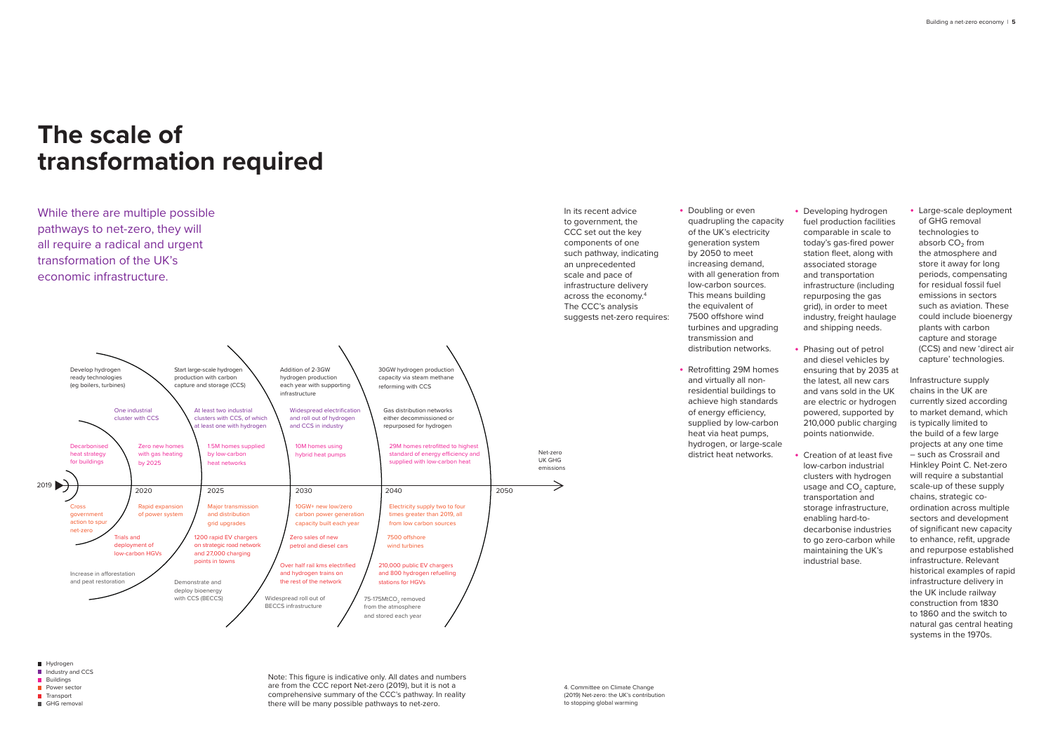# The scale of transformation required

While there are multiple possible pathways to net-zero, they will all require a radical and urgent transformation of the UK's economic infrastructure.

**Timeline: 2019 → 2020 → 2025 → 2030 → 2040 → 2050 → Net-zero UK GHG emissions**

**2019–2020**
- Develop hydrogen ready technologies (eg boilers, turbines)
- One industrial cluster with CCS
- Decarbonised heat strategy for buildings
- Zero new homes with gas heating by 2025
- Cross government action to spur net-zero
- Rapid expansion of power system
- Trials and deployment of low-carbon HGVs
- Increase in afforestation and peat restoration

**2025**
- Start large-scale hydrogen production with carbon capture and storage (CCS)
- At least two industrial clusters with CCS, of which at least one with hydrogen
- 1.5M homes supplied by low-carbon heat networks
- Major transmission and distribution grid upgrades
- 1200 rapid EV chargers on strategic road network and 27,000 charging points in towns
- Demonstrate and deploy bioenergy with CCS (BECCS)

**2030**
- Addition of 2-3GW hydrogen production each year with supporting infrastructure
- Widespread electrification and roll out of hydrogen and CCS in industry
- 10M homes using hybrid heat pumps
- 10GW+ new low/zero carbon power generation capacity built each year
- Zero sales of new petrol and diesel cars
- Over half rail kms electrified and hydrogen trains on the rest of the network
- Widespread roll out of BECCS infrastructure

**2040**
- 30GW hydrogen production capacity via steam methane reforming with CCS
- Gas distribution networks either decommissioned or repurposed for hydrogen
- 29M homes retrofitted to highest standard of energy efficiency and supplied with low-carbon heat
- Electricity supply two to four times greater than 2019, all from low carbon sources
- 7500 offshore wind turbines
- 210,000 public EV chargers and 800 hydrogen refuelling stations for HGVs
- 75-175Mt$CO_2$ removed from the atmosphere and stored each year

Legend: Hydrogen; Industry and CCS; Buildings; Power sector; Transport; GHG removal

Note: This figure is indicative only. All dates and numbers are from the CCC report Net-zero (2019), but it is not a comprehensive summary of the CCC's pathway. In reality there will be many possible pathways to net-zero.

In its recent advice to government, the CCC set out the key components of one such pathway, indicating an unprecedented scale and pace of infrastructure delivery across the economy.[4] The CCC's analysis suggests net-zero requires:

- Doubling or even quadrupling the capacity of the UK's electricity generation system by 2050 to meet increasing demand, with all generation from low-carbon sources. This means building the equivalent of 7500 offshore wind turbines and upgrading transmission and distribution networks.
- Retrofitting 29M homes and virtually all non-residential buildings to achieve high standards of energy efficiency, supplied by low-carbon heat via heat pumps, hydrogen, or large-scale district heat networks.
- Developing hydrogen fuel production facilities comparable in scale to today's gas-fired power station fleet, along with associated storage and transportation infrastructure (including repurposing the gas grid), in order to meet industry, freight haulage and shipping needs.
- Phasing out of petrol and diesel vehicles by ensuring that by 2035 at the latest, all new cars and vans sold in the UK are electric or hydrogen powered, supported by 210,000 public charging points nationwide.
- Creation of at least five low-carbon industrial clusters with hydrogen usage and $CO_2$ capture, transportation and storage infrastructure, enabling hard-to-decarbonise industries to go zero-carbon while maintaining the UK's industrial base.
- Large-scale deployment of GHG removal technologies to absorb $CO_2$ from the atmosphere and store it away for long periods, compensating for residual fossil fuel emissions in sectors such as aviation. These could include bioenergy plants with carbon capture and storage (CCS) and new 'direct air capture' technologies.

Infrastructure supply chains in the UK are currently sized according to market demand, which is typically limited to the build of a few large projects at any one time – such as Crossrail and Hinkley Point C. Net-zero will require a substantial scale-up of these supply chains, strategic co-ordination across multiple sectors and development of significant new capacity to enhance, refit, upgrade and repurpose established infrastructure. Relevant historical examples of rapid infrastructure delivery in the UK include railway construction from 1830 to 1860 and the switch to natural gas central heating systems in the 1970s.

4. Committee on Climate Change (2019) Net-zero: the UK's contribution to stopping global warming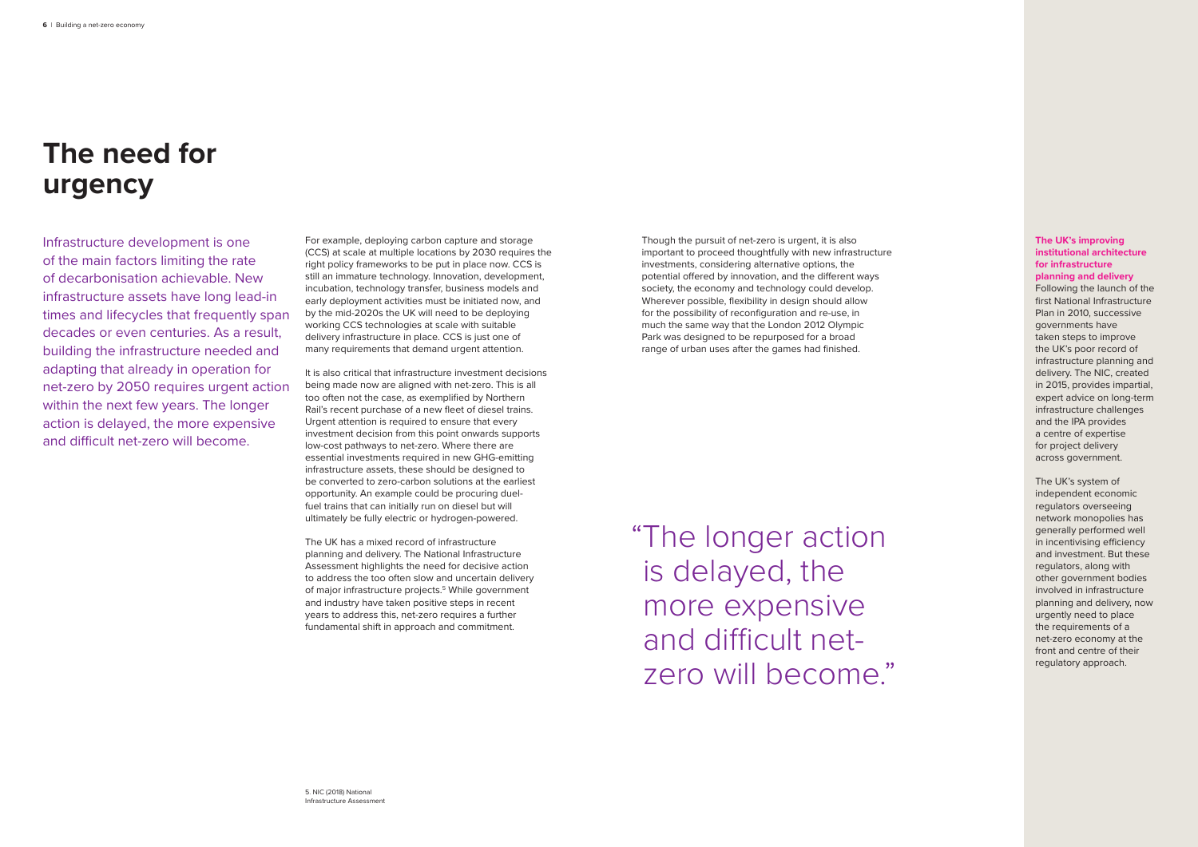# The need for urgency

Infrastructure development is one of the main factors limiting the rate of decarbonisation achievable. New infrastructure assets have long lead-in times and lifecycles that frequently span decades or even centuries. As a result, building the infrastructure needed and adapting that already in operation for net-zero by 2050 requires urgent action within the next few years. The longer action is delayed, the more expensive and difficult net-zero will become.

For example, deploying carbon capture and storage (CCS) at scale at multiple locations by 2030 requires the right policy frameworks to be put in place now. CCS is still an immature technology. Innovation, development, incubation, technology transfer, business models and early deployment activities must be initiated now, and by the mid-2020s the UK will need to be deploying working CCS technologies at scale with suitable delivery infrastructure in place. CCS is just one of many requirements that demand urgent attention.

It is also critical that infrastructure investment decisions being made now are aligned with net-zero. This is all too often not the case, as exemplified by Northern Rail's recent purchase of a new fleet of diesel trains. Urgent attention is required to ensure that every investment decision from this point onwards supports low-cost pathways to net-zero. Where there are essential investments required in new GHG-emitting infrastructure assets, these should be designed to be converted to zero-carbon solutions at the earliest opportunity. An example could be procuring duel-fuel trains that can initially run on diesel but will ultimately be fully electric or hydrogen-powered.

The UK has a mixed record of infrastructure planning and delivery. The National Infrastructure Assessment highlights the need for decisive action to address the too often slow and uncertain delivery of major infrastructure projects.[5] While government and industry have taken positive steps in recent years to address this, net-zero requires a further fundamental shift in approach and commitment.

Though the pursuit of net-zero is urgent, it is also important to proceed thoughtfully with new infrastructure investments, considering alternative options, the potential offered by innovation, and the different ways society, the economy and technology could develop. Wherever possible, flexibility in design should allow for the possibility of reconfiguration and re-use, in much the same way that the London 2012 Olympic Park was designed to be repurposed for a broad range of urban uses after the games had finished.

"The longer action is delayed, the more expensive and difficult net-zero will become."

**The UK's improving institutional architecture for infrastructure planning and delivery**

Following the launch of the first National Infrastructure Plan in 2010, successive governments have taken steps to improve the UK's poor record of infrastructure planning and delivery. The NIC, created in 2015, provides impartial, expert advice on long-term infrastructure challenges and the IPA provides a centre of expertise for project delivery across government.

The UK's system of independent economic regulators overseeing network monopolies has generally performed well in incentivising efficiency and investment. But these regulators, along with other government bodies involved in infrastructure planning and delivery, now urgently need to place the requirements of a net-zero economy at the front and centre of their regulatory approach.

5. NIC (2018) National Infrastructure Assessment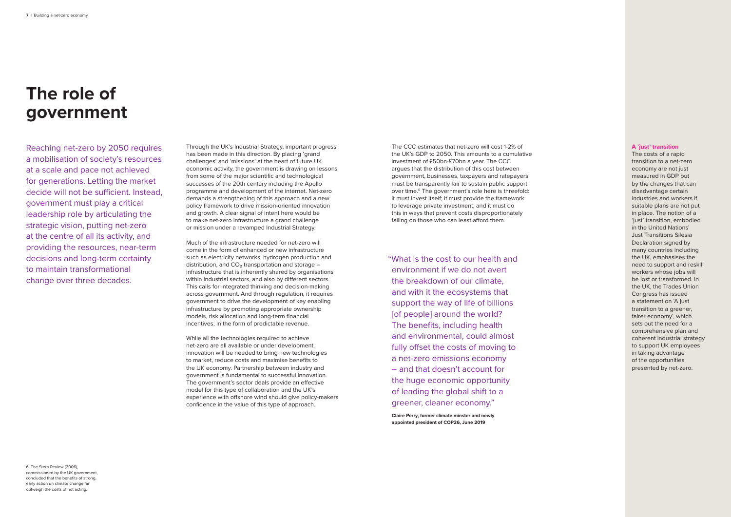# The role of government

Reaching net-zero by 2050 requires a mobilisation of society's resources at a scale and pace not achieved for generations. Letting the market decide will not be sufficient. Instead, government must play a critical leadership role by articulating the strategic vision, putting net-zero at the centre of all its activity, and providing the resources, near-term decisions and long-term certainty to maintain transformational change over three decades.

Through the UK's Industrial Strategy, important progress has been made in this direction. By placing 'grand challenges' and 'missions' at the heart of future UK economic activity, the government is drawing on lessons from some of the major scientific and technological successes of the 20th century including the Apollo programme and development of the internet. Net-zero demands a strengthening of this approach and a new policy framework to drive mission-oriented innovation and growth. A clear signal of intent here would be to make net-zero infrastructure a grand challenge or mission under a revamped Industrial Strategy.

Much of the infrastructure needed for net-zero will come in the form of enhanced or new infrastructure such as electricity networks, hydrogen production and distribution, and $CO_2$ transportation and storage – infrastructure that is inherently shared by organisations within industrial sectors, and also by different sectors. This calls for integrated thinking and decision-making across government. And through regulation, it requires government to drive the development of key enabling infrastructure by promoting appropriate ownership models, risk allocation and long-term financial incentives, in the form of predictable revenue.

While all the technologies required to achieve net-zero are all available or under development, innovation will be needed to bring new technologies to market, reduce costs and maximise benefits to the UK economy. Partnership between industry and government is fundamental to successful innovation. The government's sector deals provide an effective model for this type of collaboration and the UK's experience with offshore wind should give policy-makers confidence in the value of this type of approach.

The CCC estimates that net-zero will cost 1-2% of the UK's GDP to 2050. This amounts to a cumulative investment of £50bn-£70bn a year. The CCC argues that the distribution of this cost between government, businesses, taxpayers and ratepayers must be transparently fair to sustain public support over time.[6] The government's role here is threefold: it must invest itself; it must provide the framework to leverage private investment; and it must do this in ways that prevent costs disproportionately falling on those who can least afford them.

"What is the cost to our health and environment if we do not avert the breakdown of our climate, and with it the ecosystems that support the way of life of billions [of people] around the world? The benefits, including health and environmental, could almost fully offset the costs of moving to a net-zero emissions economy – and that doesn't account for the huge economic opportunity of leading the global shift to a greener, cleaner economy."

**Claire Perry, former climate minster and newly appointed president of COP26, June 2019**

**A 'just' transition**

The costs of a rapid transition to a net-zero economy are not just measured in GDP but by the changes that can disadvantage certain industries and workers if suitable plans are not put in place. The notion of a 'just' transition, embodied in the United Nations' Just Transitions Silesia Declaration signed by many countries including the UK, emphasises the need to support and reskill workers whose jobs will be lost or transformed. In the UK, the Trades Union Congress has issued a statement on 'A just transition to a greener, fairer economy', which sets out the need for a comprehensive plan and coherent industrial strategy to support UK employees in taking advantage of the opportunities presented by net-zero.

6. The Stern Review (2006), commissioned by the UK government, concluded that the benefits of strong, early action on climate change far outweigh the costs of not acting.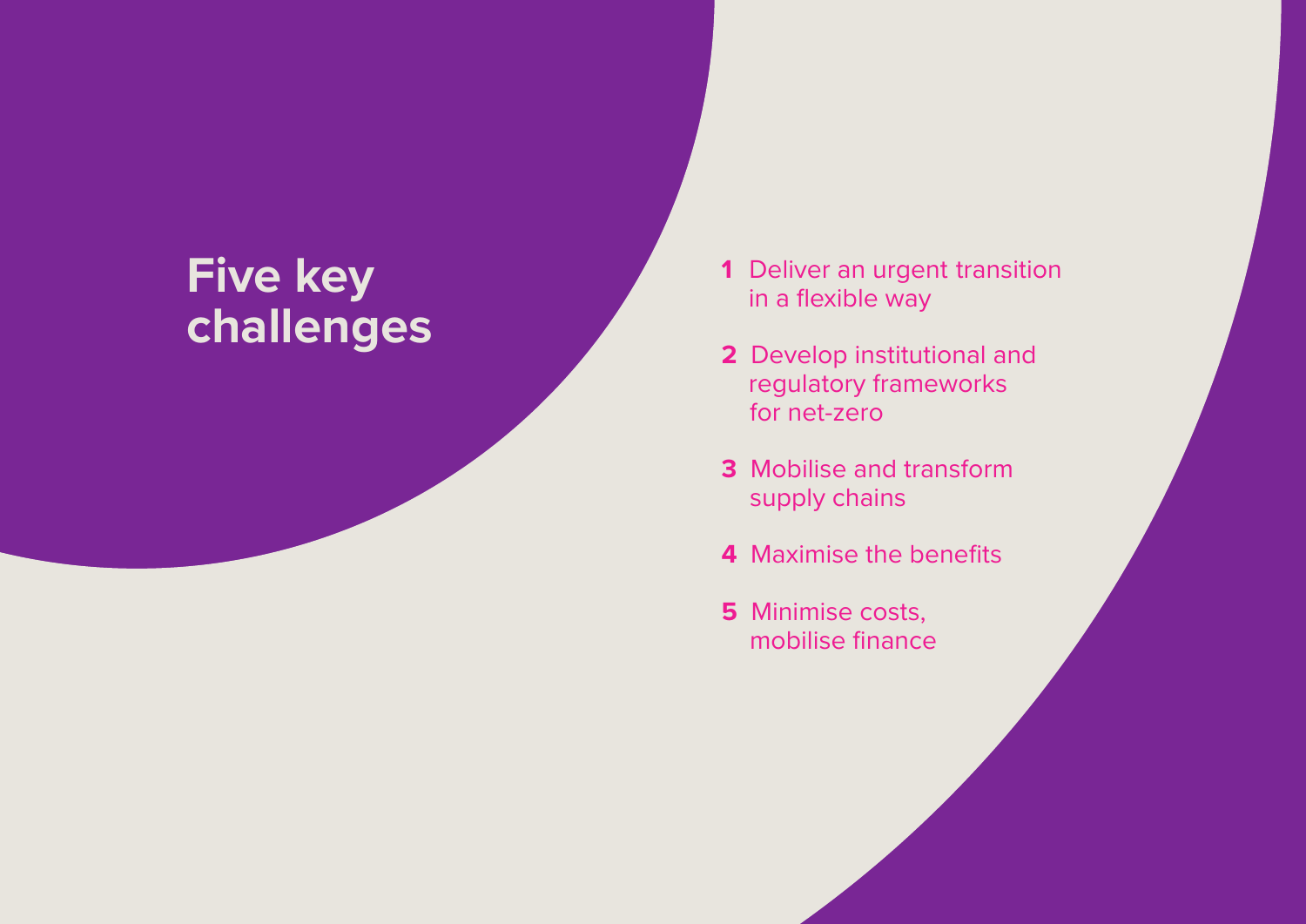# Five key challenges

1. Deliver an urgent transition in a flexible way
2. Develop institutional and regulatory frameworks for net-zero
3. Mobilise and transform supply chains
4. Maximise the benefits
5. Minimise costs, mobilise finance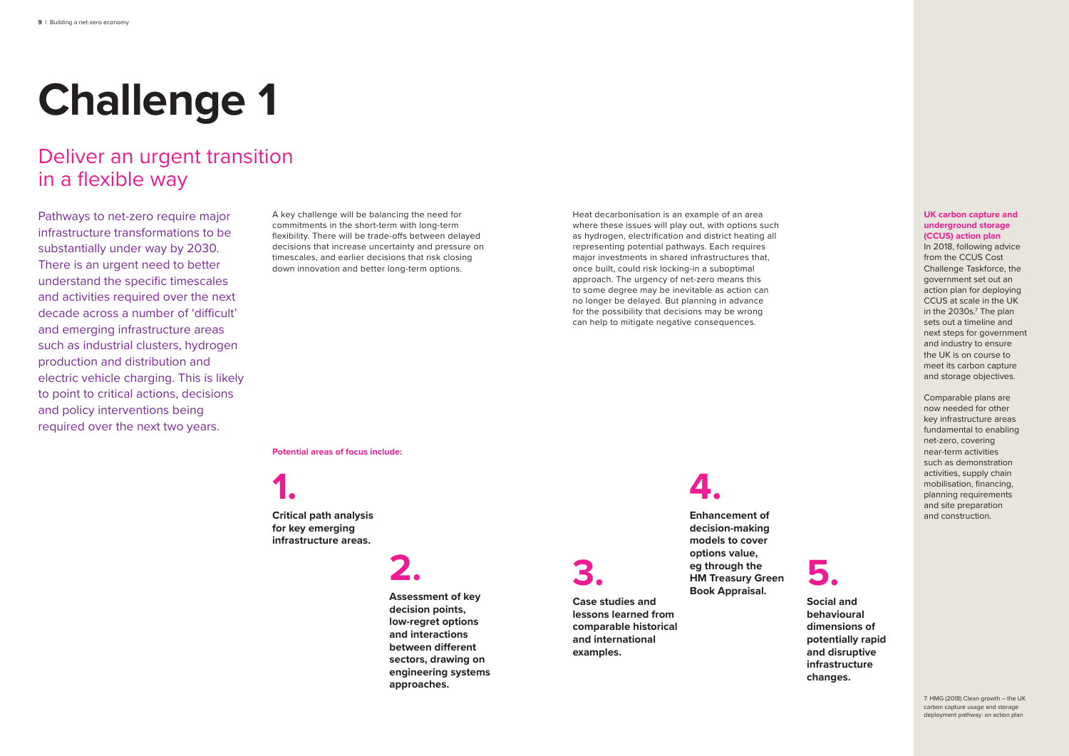# Challenge 1

## Deliver an urgent transition in a flexible way

Pathways to net-zero require major infrastructure transformations to be substantially under way by 2030. There is an urgent need to better understand the specific timescales and activities required over the next decade across a number of 'difficult' and emerging infrastructure areas such as industrial clusters, hydrogen production and distribution and electric vehicle charging. This is likely to point to critical actions, decisions and policy interventions being required over the next two years.

A key challenge will be balancing the need for commitments in the short-term with long-term flexibility. There will be trade-offs between delayed decisions that increase uncertainty and pressure on timescales, and earlier decisions that risk closing down innovation and better long-term options.

Heat decarbonisation is an example of an area where these issues will play out, with options such as hydrogen, electrification and district heating all representing potential pathways. Each requires major investments in shared infrastructures that, once built, could risk locking-in a suboptimal approach. The urgency of net-zero means this to some degree may be inevitable as action can no longer be delayed. But planning in advance for the possibility that decisions may be wrong can help to mitigate negative consequences.

**Potential areas of focus include:**

**1.** **Critical path analysis for key emerging infrastructure areas.**

**2.** **Assessment of key decision points, low-regret options and interactions between different sectors, drawing on engineering systems approaches.**

**3.** **Case studies and lessons learned from comparable historical and international examples.**

**4.** **Enhancement of decision-making models to cover options value, eg through the HM Treasury Green Book Appraisal.**

**5.** **Social and behavioural dimensions of potentially rapid and disruptive infrastructure changes.**

**UK carbon capture and underground storage (CCUS) action plan**

In 2018, following advice from the CCUS Cost Challenge Taskforce, the government set out an action plan for deploying CCUS at scale in the UK in the 2030s.[7] The plan sets out a timeline and next steps for government and industry to ensure the UK is on course to meet its carbon capture and storage objectives.

Comparable plans are now needed for other key infrastructure areas fundamental to enabling net-zero, covering near-term activities such as demonstration activities, supply chain mobilisation, financing, planning requirements and site preparation and construction.

7. HMG (2018) Clean growth – the UK carbon capture usage and storage deployment pathway: an action plan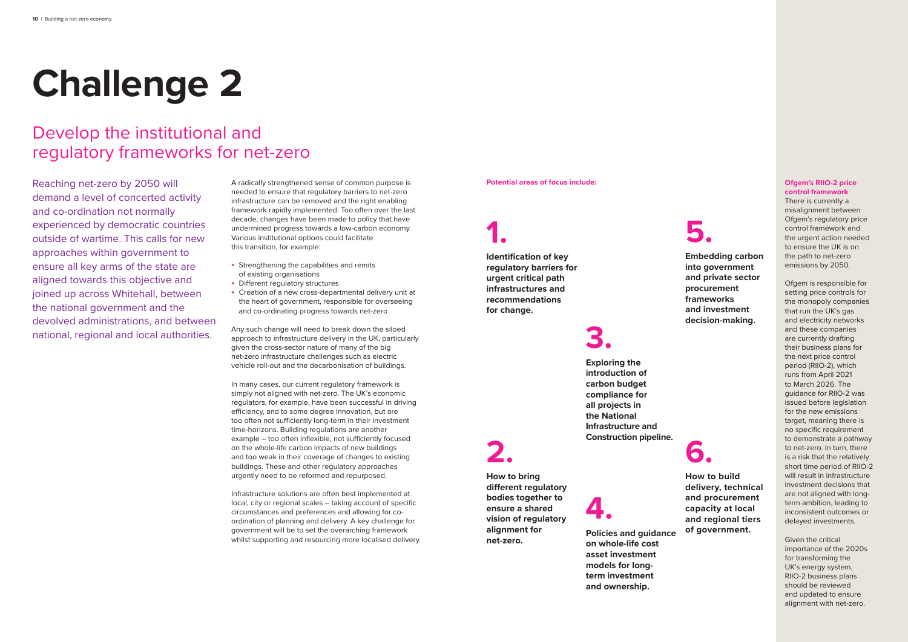# Challenge 2

## Develop the institutional and regulatory frameworks for net-zero

Reaching net-zero by 2050 will demand a level of concerted activity and co-ordination not normally experienced by democratic countries outside of wartime. This calls for new approaches within government to ensure all key arms of the state are aligned towards this objective and joined up across Whitehall, between the national government and the devolved administrations, and between national, regional and local authorities.

A radically strengthened sense of common purpose is needed to ensure that regulatory barriers to net-zero infrastructure can be removed and the right enabling framework rapidly implemented. Too often over the last decade, changes have been made to policy that have undermined progress towards a low-carbon economy. Various institutional options could facilitate this transition, for example:

- Strengthening the capabilities and remits of existing organisations
- Different regulatory structures
- Creation of a new cross-departmental delivery unit at the heart of government, responsible for overseeing and co-ordinating progress towards net-zero

Any such change will need to break down the siloed approach to infrastructure delivery in the UK, particularly given the cross-sector nature of many of the big net-zero infrastructure challenges such as electric vehicle roll-out and the decarbonisation of buildings.

In many cases, our current regulatory framework is simply not aligned with net-zero. The UK's economic regulators, for example, have been successful in driving efficiency, and to some degree innovation, but are too often not sufficiently long-term in their investment time-horizons. Building regulations are another example – too often inflexible, not sufficiently focused on the whole-life carbon impacts of new buildings and too weak in their coverage of changes to existing buildings. These and other regulatory approaches urgently need to be reformed and repurposed.

Infrastructure solutions are often best implemented at local, city or regional scales – taking account of specific circumstances and preferences and allowing for co-ordination of planning and delivery. A key challenge for government will be to set the overarching framework whilst supporting and resourcing more localised delivery.

**Potential areas of focus include:**

**1.** **Identification of key regulatory barriers for urgent critical path infrastructures and recommendations for change.**

**2.** **How to bring different regulatory bodies together to ensure a shared vision of regulatory alignment for net-zero.**

**3.** **Exploring the introduction of carbon budget compliance for all projects in the National Infrastructure and Construction pipeline.**

**4.** **Policies and guidance on whole-life cost asset investment models for long-term investment and ownership.**

**5.** **Embedding carbon into government and private sector procurement frameworks and investment decision-making.**

**6.** **How to build delivery, technical and procurement capacity at local and regional tiers of government.**

**Ofgem's RIIO-2 price control framework**

There is currently a misalignment between Ofgem's regulatory price control framework and the urgent action needed to ensure the UK is on the path to net-zero emissions by 2050.

Ofgem is responsible for setting price controls for the monopoly companies that run the UK's gas and electricity networks and these companies are currently drafting their business plans for the next price control period (RIIO-2), which runs from April 2021 to March 2026. The guidance for RIIO-2 was issued before legislation for the new emissions target, meaning there is no specific requirement to demonstrate a pathway to net-zero. In turn, there is a risk that the relatively short time period of RIIO-2 will result in infrastructure investment decisions that are not aligned with long-term ambition, leading to inconsistent outcomes or delayed investments.

Given the critical importance of the 2020s for transforming the UK's energy system, RIIO-2 business plans should be reviewed and updated to ensure alignment with net-zero.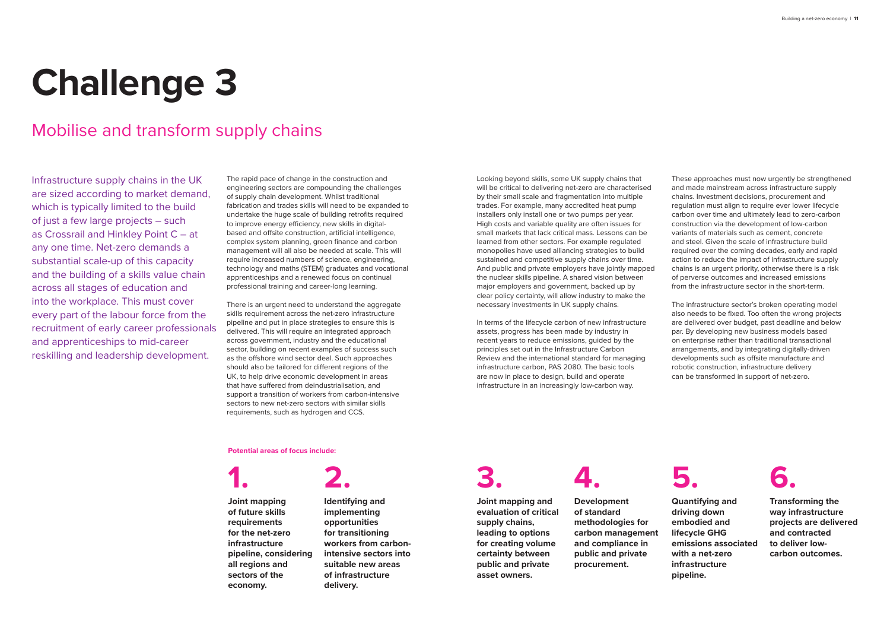# Challenge 3

## Mobilise and transform supply chains

Infrastructure supply chains in the UK are sized according to market demand, which is typically limited to the build of just a few large projects – such as Crossrail and Hinkley Point C – at any one time. Net-zero demands a substantial scale-up of this capacity and the building of a skills value chain across all stages of education and into the workplace. This must cover every part of the labour force from the recruitment of early career professionals and apprenticeships to mid-career reskilling and leadership development.

The rapid pace of change in the construction and engineering sectors are compounding the challenges of supply chain development. Whilst traditional fabrication and trades skills will need to be expanded to undertake the huge scale of building retrofits required to improve energy efficiency, new skills in digital-based and offsite construction, artificial intelligence, complex system planning, green finance and carbon management will all also be needed at scale. This will require increased numbers of science, engineering, technology and maths (STEM) graduates and vocational apprenticeships and a renewed focus on continual professional training and career-long learning.

There is an urgent need to understand the aggregate skills requirement across the net-zero infrastructure pipeline and put in place strategies to ensure this is delivered. This will require an integrated approach across government, industry and the educational sector, building on recent examples of success such as the offshore wind sector deal. Such approaches should also be tailored for different regions of the UK, to help drive economic development in areas that have suffered from deindustrialisation, and support a transition of workers from carbon-intensive sectors to new net-zero sectors with similar skills requirements, such as hydrogen and CCS.

Looking beyond skills, some UK supply chains that will be critical to delivering net-zero are characterised by their small scale and fragmentation into multiple trades. For example, many accredited heat pump installers only install one or two pumps per year. High costs and variable quality are often issues for small markets that lack critical mass. Lessons can be learned from other sectors. For example regulated monopolies have used alliancing strategies to build sustained and competitive supply chains over time. And public and private employers have jointly mapped the nuclear skills pipeline. A shared vision between major employers and government, backed up by clear policy certainty, will allow industry to make the necessary investments in UK supply chains.

In terms of the lifecycle carbon of new infrastructure assets, progress has been made by industry in recent years to reduce emissions, guided by the principles set out in the Infrastructure Carbon Review and the international standard for managing infrastructure carbon, PAS 2080. The basic tools are now in place to design, build and operate infrastructure in an increasingly low-carbon way.

These approaches must now urgently be strengthened and made mainstream across infrastructure supply chains. Investment decisions, procurement and regulation must align to require ever lower lifecycle carbon over time and ultimately lead to zero-carbon construction via the development of low-carbon variants of materials such as cement, concrete and steel. Given the scale of infrastructure build required over the coming decades, early and rapid action to reduce the impact of infrastructure supply chains is an urgent priority, otherwise there is a risk of perverse outcomes and increased emissions from the infrastructure sector in the short-term.

The infrastructure sector's broken operating model also needs to be fixed. Too often the wrong projects are delivered over budget, past deadline and below par. By developing new business models based on enterprise rather than traditional transactional arrangements, and by integrating digitally-driven developments such as offsite manufacture and robotic construction, infrastructure delivery can be transformed in support of net-zero.

**Potential areas of focus include:**

**1.** **Joint mapping of future skills requirements for the net-zero infrastructure pipeline, considering all regions and sectors of the economy.**

**2.** **Identifying and implementing opportunities for transitioning workers from carbon-intensive sectors into suitable new areas of infrastructure delivery.**

**3.** **Joint mapping and evaluation of critical supply chains, leading to options for creating volume certainty between public and private asset owners.**

**4.** **Development of standard methodologies for carbon management and compliance in public and private procurement.**

**5.** **Quantifying and driving down embodied and lifecycle GHG emissions associated with a net-zero infrastructure pipeline.**

**6.** **Transforming the way infrastructure projects are delivered and contracted to deliver low-carbon outcomes.**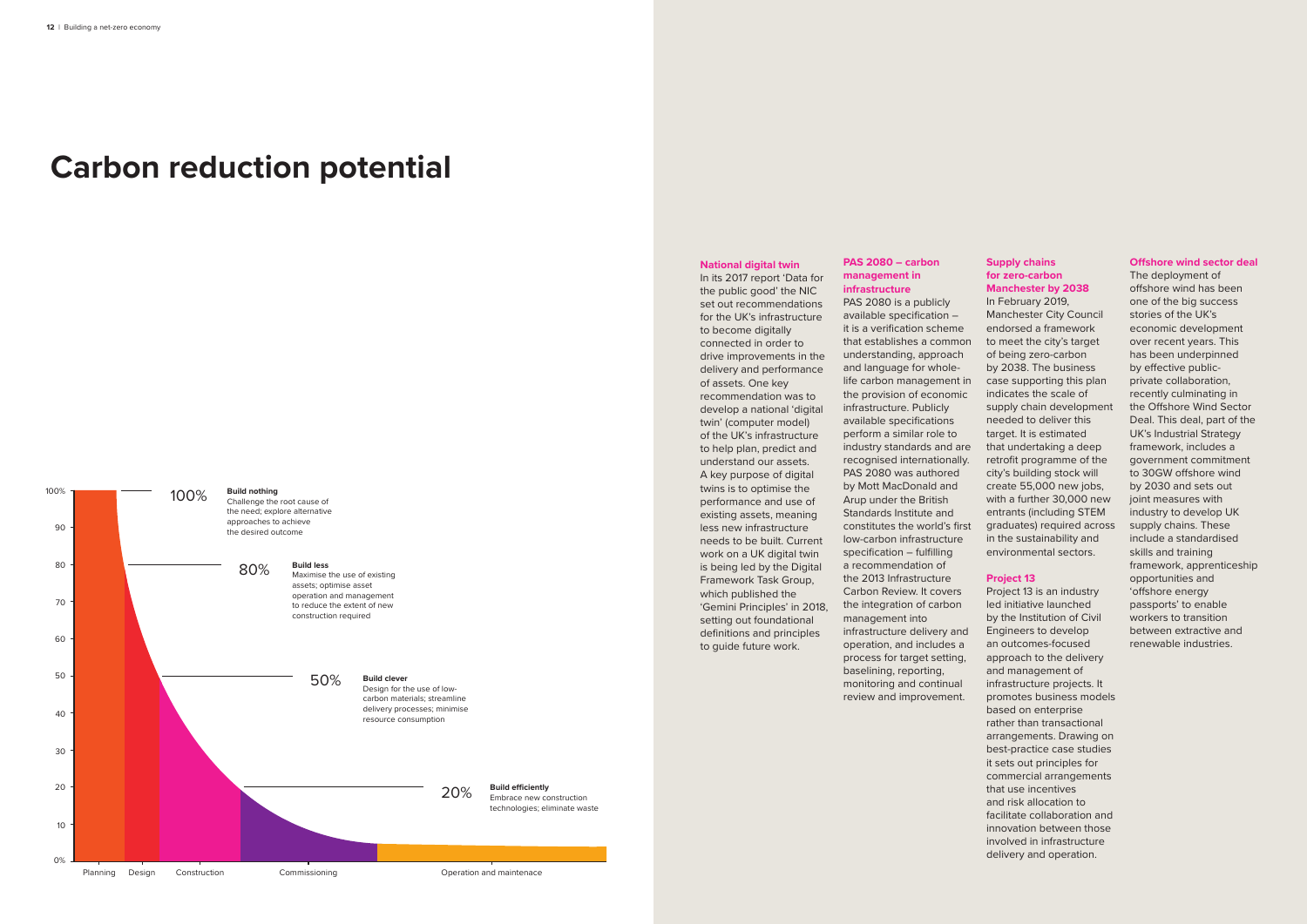# Carbon reduction potential

100%
90
80
70
60
50
40
30
20
10
0%

100% **Build nothing**
Challenge the root cause of the need; explore alternative approaches to achieve the desired outcome

80% **Build less**
Maximise the use of existing assets; optimise asset operation and management to reduce the extent of new construction required

50% **Build clever**
Design for the use of low-carbon materials; streamline delivery processes; minimise resource consumption

20% **Build efficiently**
Embrace new construction technologies; eliminate waste

Planning
Design
Construction
Commissioning
Operation and maintenace

### National digital twin

In its 2017 report 'Data for the public good' the NIC set out recommendations for the UK's infrastructure to become digitally connected in order to drive improvements in the delivery and performance of assets. One key recommendation was to develop a national 'digital twin' (computer model) of the UK's infrastructure to help plan, predict and understand our assets. A key purpose of digital twins is to optimise the performance and use of existing assets, meaning less new infrastructure needs to be built. Current work on a UK digital twin is being led by the Digital Framework Task Group, which published the 'Gemini Principles' in 2018, setting out foundational definitions and principles to guide future work.

### PAS 2080 – carbon management in infrastructure

PAS 2080 is a publicly available specification – it is a verification scheme that establishes a common understanding, approach and language for whole-life carbon management in the provision of economic infrastructure. Publicly available specifications perform a similar role to industry standards and are recognised internationally. PAS 2080 was authored by Mott MacDonald and Arup under the British Standards Institute and constitutes the world's first low-carbon infrastructure specification – fulfilling a recommendation of the 2013 Infrastructure Carbon Review. It covers the integration of carbon management into infrastructure delivery and operation, and includes a process for target setting, baselining, reporting, monitoring and continual review and improvement.

### Supply chains for zero-carbon Manchester by 2038

In February 2019, Manchester City Council endorsed a framework to meet the city's target of being zero-carbon by 2038. The business case supporting this plan indicates the scale of supply chain development needed to deliver this target. It is estimated that undertaking a deep retrofit programme of the city's building stock will create 55,000 new jobs, with a further 30,000 new entrants (including STEM graduates) required across in the sustainability and environmental sectors.

### Project 13

Project 13 is an industry led initiative launched by the Institution of Civil Engineers to develop an outcomes-focused approach to the delivery and management of infrastructure projects. It promotes business models based on enterprise rather than transactional arrangements. Drawing on best-practice case studies it sets out principles for commercial arrangements that use incentives and risk allocation to facilitate collaboration and innovation between those involved in infrastructure delivery and operation.

### Offshore wind sector deal

The deployment of offshore wind has been one of the big success stories of the UK's economic development over recent years. This has been underpinned by effective public-private collaboration, recently culminating in the Offshore Wind Sector Deal. This deal, part of the UK's Industrial Strategy framework, includes a government commitment to 30GW offshore wind by 2030 and sets out joint measures with industry to develop UK supply chains. These include a standardised skills and training framework, apprenticeship opportunities and 'offshore energy passports' to enable workers to transition between extractive and renewable industries.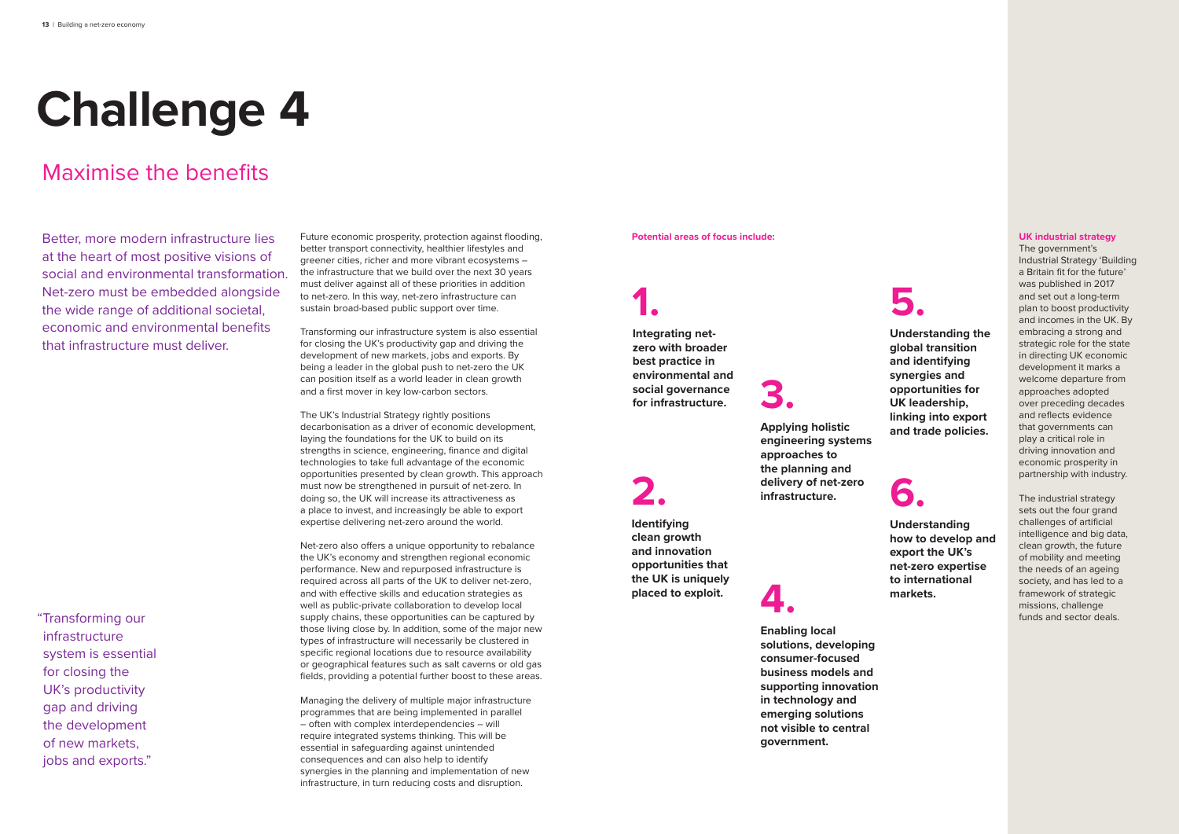# Challenge 4

## Maximise the benefits

Better, more modern infrastructure lies at the heart of most positive visions of social and environmental transformation. Net-zero must be embedded alongside the wide range of additional societal, economic and environmental benefits that infrastructure must deliver.

"Transforming our infrastructure system is essential for closing the UK's productivity gap and driving the development of new markets, jobs and exports."

Future economic prosperity, protection against flooding, better transport connectivity, healthier lifestyles and greener cities, richer and more vibrant ecosystems – the infrastructure that we build over the next 30 years must deliver against all of these priorities in addition to net-zero. In this way, net-zero infrastructure can sustain broad-based public support over time.

Transforming our infrastructure system is also essential for closing the UK's productivity gap and driving the development of new markets, jobs and exports. By being a leader in the global push to net-zero the UK can position itself as a world leader in clean growth and a first mover in key low-carbon sectors.

The UK's Industrial Strategy rightly positions decarbonisation as a driver of economic development, laying the foundations for the UK to build on its strengths in science, engineering, finance and digital technologies to take full advantage of the economic opportunities presented by clean growth. This approach must now be strengthened in pursuit of net-zero. In doing so, the UK will increase its attractiveness as a place to invest, and increasingly be able to export expertise delivering net-zero around the world.

Net-zero also offers a unique opportunity to rebalance the UK's economy and strengthen regional economic performance. New and repurposed infrastructure is required across all parts of the UK to deliver net-zero, and with effective skills and education strategies as well as public-private collaboration to develop local supply chains, these opportunities can be captured by those living close by. In addition, some of the major new types of infrastructure will necessarily be clustered in specific regional locations due to resource availability or geographical features such as salt caverns or old gas fields, providing a potential further boost to these areas.

Managing the delivery of multiple major infrastructure programmes that are being implemented in parallel – often with complex interdependencies – will require integrated systems thinking. This will be essential in safeguarding against unintended consequences and can also help to identify synergies in the planning and implementation of new infrastructure, in turn reducing costs and disruption.

**Potential areas of focus include:**

**1.** **Integrating net-zero with broader best practice in environmental and social governance for infrastructure.**

**2.** **Identifying clean growth and innovation opportunities that the UK is uniquely placed to exploit.**

**3.** **Applying holistic engineering systems approaches to the planning and delivery of net-zero infrastructure.**

**4.** **Enabling local solutions, developing consumer-focused business models and supporting innovation in technology and emerging solutions not visible to central government.**

**5.** **Understanding the global transition and identifying synergies and opportunities for UK leadership, linking into export and trade policies.**

**6.** **Understanding how to develop and export the UK's net-zero expertise to international markets.**

**UK industrial strategy**

The government's Industrial Strategy 'Building a Britain fit for the future' was published in 2017 and set out a long-term plan to boost productivity and incomes in the UK. By embracing a strong and strategic role for the state in directing UK economic development it marks a welcome departure from approaches adopted over preceding decades and reflects evidence that governments can play a critical role in driving innovation and economic prosperity in partnership with industry.

The industrial strategy sets out the four grand challenges of artificial intelligence and big data, clean growth, the future of mobility and meeting the needs of an ageing society, and has led to a framework of strategic missions, challenge funds and sector deals.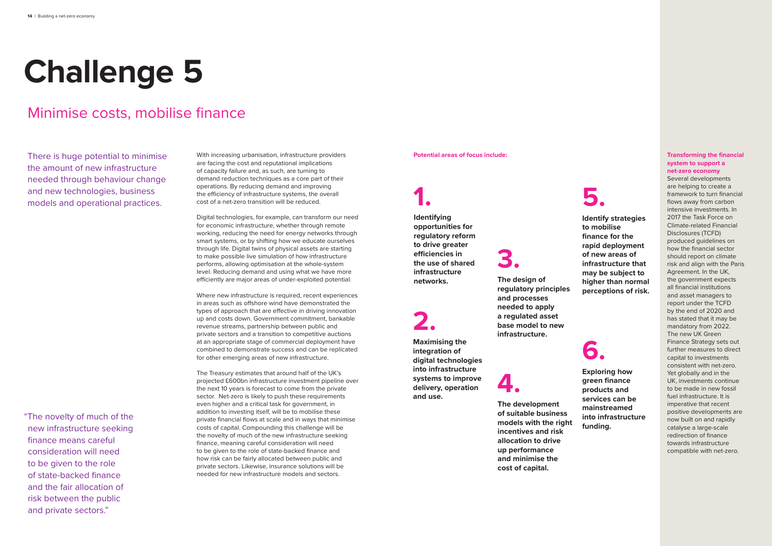# Challenge 5

## Minimise costs, mobilise finance

There is huge potential to minimise the amount of new infrastructure needed through behaviour change and new technologies, business models and operational practices.

"The novelty of much of the new infrastructure seeking finance means careful consideration will need to be given to the role of state-backed finance and the fair allocation of risk between the public and private sectors."

With increasing urbanisation, infrastructure providers are facing the cost and reputational implications of capacity failure and, as such, are turning to demand reduction techniques as a core part of their operations. By reducing demand and improving the efficiency of infrastructure systems, the overall cost of a net-zero transition will be reduced.

Digital technologies, for example, can transform our need for economic infrastructure, whether through remote working, reducing the need for energy networks through smart systems, or by shifting how we educate ourselves through life. Digital twins of physical assets are starting to make possible live simulation of how infrastructure performs, allowing optimisation at the whole-system level. Reducing demand and using what we have more efficiently are major areas of under-exploited potential.

Where new infrastructure is required, recent experiences in areas such as offshore wind have demonstrated the types of approach that are effective in driving innovation up and costs down. Government commitment, bankable revenue streams, partnership between public and private sectors and a transition to competitive auctions at an appropriate stage of commercial deployment have combined to demonstrate success and can be replicated for other emerging areas of new infrastructure.

The Treasury estimates that around half of the UK's projected £600bn infrastructure investment pipeline over the next 10 years is forecast to come from the private sector. Net-zero is likely to push these requirements even higher and a critical task for government, in addition to investing itself, will be to mobilise these private financial flows at scale and in ways that minimise costs of capital. Compounding this challenge will be the novelty of much of the new infrastructure seeking finance, meaning careful consideration will need to be given to the role of state-backed finance and how risk can be fairly allocated between public and private sectors. Likewise, insurance solutions will be needed for new infrastructure models and sectors.

**Potential areas of focus include:**

**1.** **Identifying opportunities for regulatory reform to drive greater efficiencies in the use of shared infrastructure networks.**

**2.** **Maximising the integration of digital technologies into infrastructure systems to improve delivery, operation and use.**

**3.** **The design of regulatory principles and processes needed to apply a regulated asset base model to new infrastructure.**

**4.** **The development of suitable business models with the right incentives and risk allocation to drive up performance and minimise the cost of capital.**

**5.** **Identify strategies to mobilise finance for the rapid deployment of new areas of infrastructure that may be subject to higher than normal perceptions of risk.**

**6.** **Exploring how green finance products and services can be mainstreamed into infrastructure funding.**

**Transforming the financial system to support a net-zero economy**

Several developments are helping to create a framework to turn financial flows away from carbon intensive investments. In 2017 the Task Force on Climate-related Financial Disclosures (TCFD) produced guidelines on how the financial sector should report on climate risk and align with the Paris Agreement. In the UK, the government expects all financial institutions and asset managers to report under the TCFD by the end of 2020 and has stated that it may be mandatory from 2022. The new UK Green Finance Strategy sets out further measures to direct capital to investments consistent with net-zero. Yet globally and in the UK, investments continue to be made in new fossil fuel infrastructure. It is imperative that recent positive developments are now built on and rapidly catalyse a large-scale redirection of finance towards infrastructure compatible with net-zero.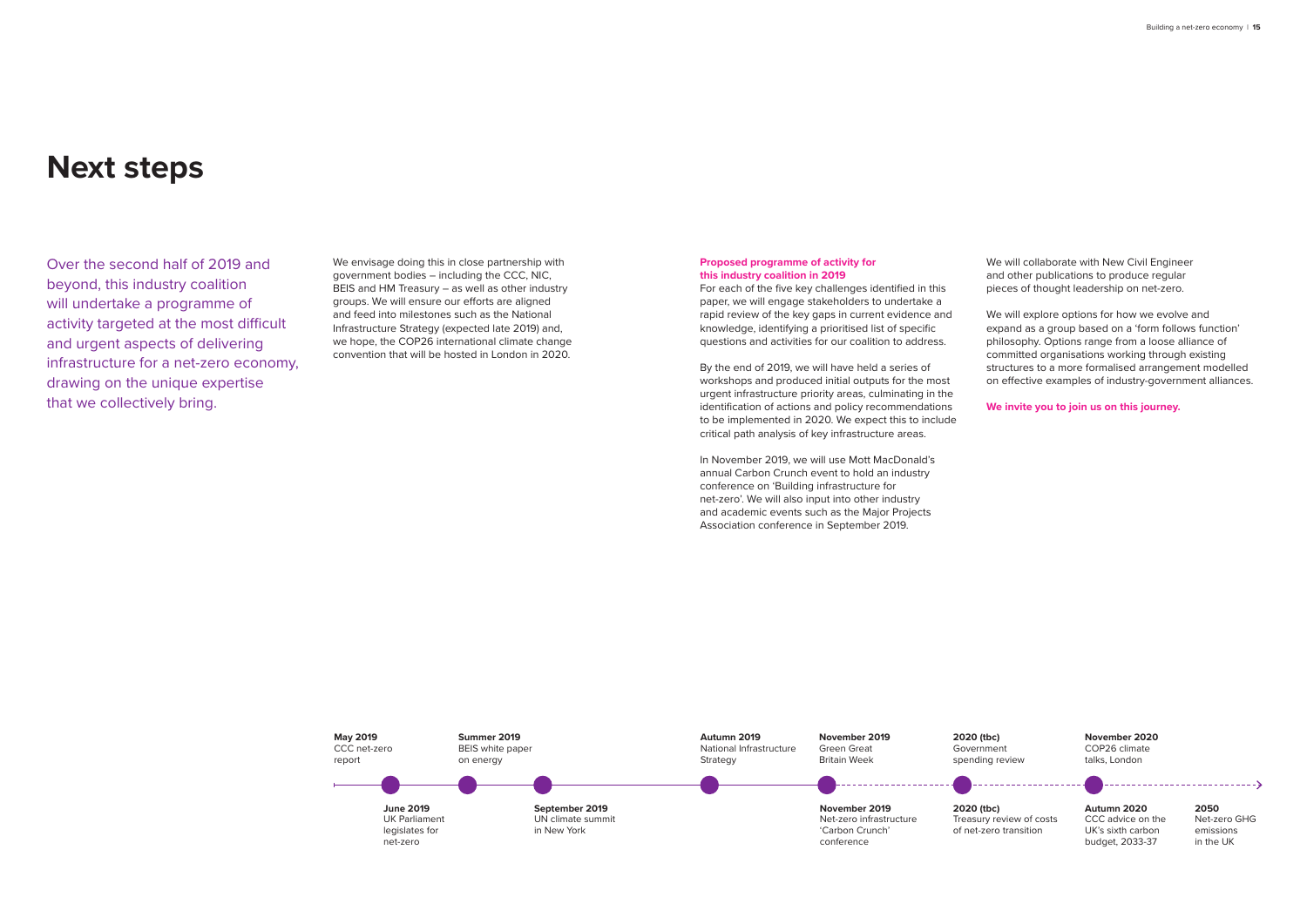# Next steps

Over the second half of 2019 and beyond, this industry coalition will undertake a programme of activity targeted at the most difficult and urgent aspects of delivering infrastructure for a net-zero economy, drawing on the unique expertise that we collectively bring.

We envisage doing this in close partnership with government bodies – including the CCC, NIC, BEIS and HM Treasury – as well as other industry groups. We will ensure our efforts are aligned and feed into milestones such as the National Infrastructure Strategy (expected late 2019) and, we hope, the COP26 international climate change convention that will be hosted in London in 2020.

**Proposed programme of activity for this industry coalition in 2019**

For each of the five key challenges identified in this paper, we will engage stakeholders to undertake a rapid review of the key gaps in current evidence and knowledge, identifying a prioritised list of specific questions and activities for our coalition to address.

By the end of 2019, we will have held a series of workshops and produced initial outputs for the most urgent infrastructure priority areas, culminating in the identification of actions and policy recommendations to be implemented in 2020. We expect this to include critical path analysis of key infrastructure areas.

In November 2019, we will use Mott MacDonald's annual Carbon Crunch event to hold an industry conference on 'Building infrastructure for net-zero'. We will also input into other industry and academic events such as the Major Projects Association conference in September 2019.

We will collaborate with New Civil Engineer and other publications to produce regular pieces of thought leadership on net-zero.

We will explore options for how we evolve and expand as a group based on a 'form follows function' philosophy. Options range from a loose alliance of committed organisations working through existing structures to a more formalised arrangement modelled on effective examples of industry-government alliances.

**We invite you to join us on this journey.**

**May 2019**
CCC net-zero report

**June 2019**
UK Parliament legislates for net-zero

**Summer 2019**
BEIS white paper on energy

**September 2019**
UN climate summit in New York

**Autumn 2019**
National Infrastructure Strategy

**November 2019**
Green Great Britain Week

**November 2019**
Net-zero infrastructure 'Carbon Crunch' conference

**2020 (tbc)**
Government spending review

**2020 (tbc)**
Treasury review of costs of net-zero transition

**November 2020**
COP26 climate talks, London

**Autumn 2020**
CCC advice on the UK's sixth carbon budget, 2033-37

**2050**
Net-zero GHG emissions in the UK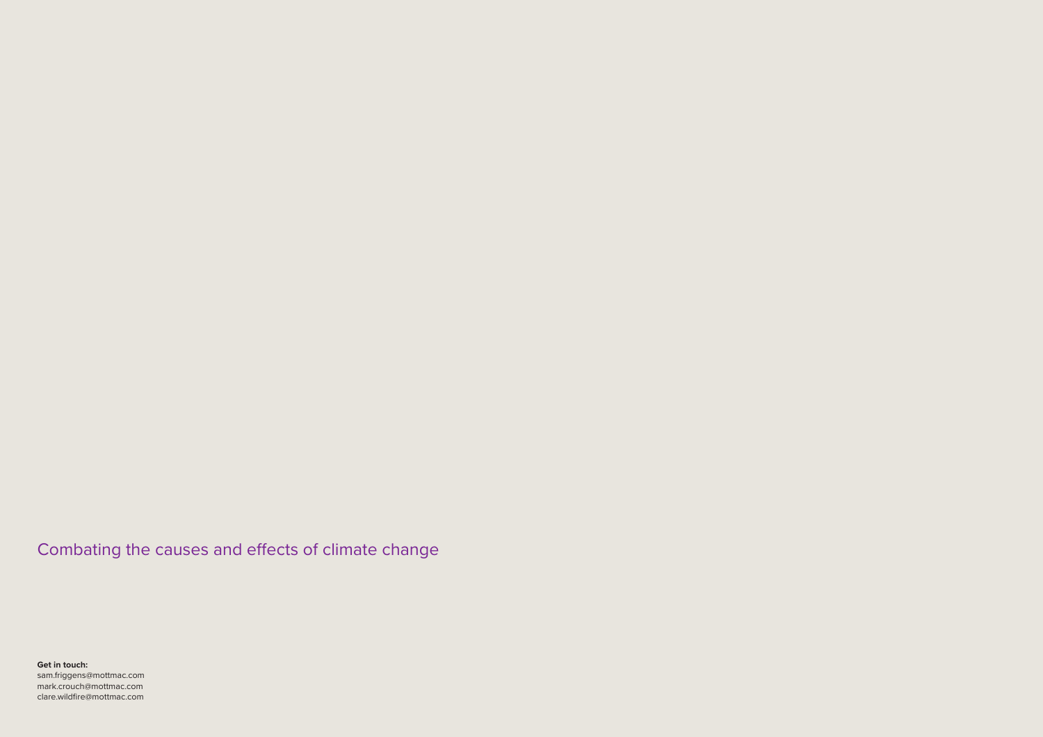Combating the causes and effects of climate change

**Get in touch:**
sam.friggens@mottmac.com
mark.crouch@mottmac.com
clare.wildfire@mottmac.com